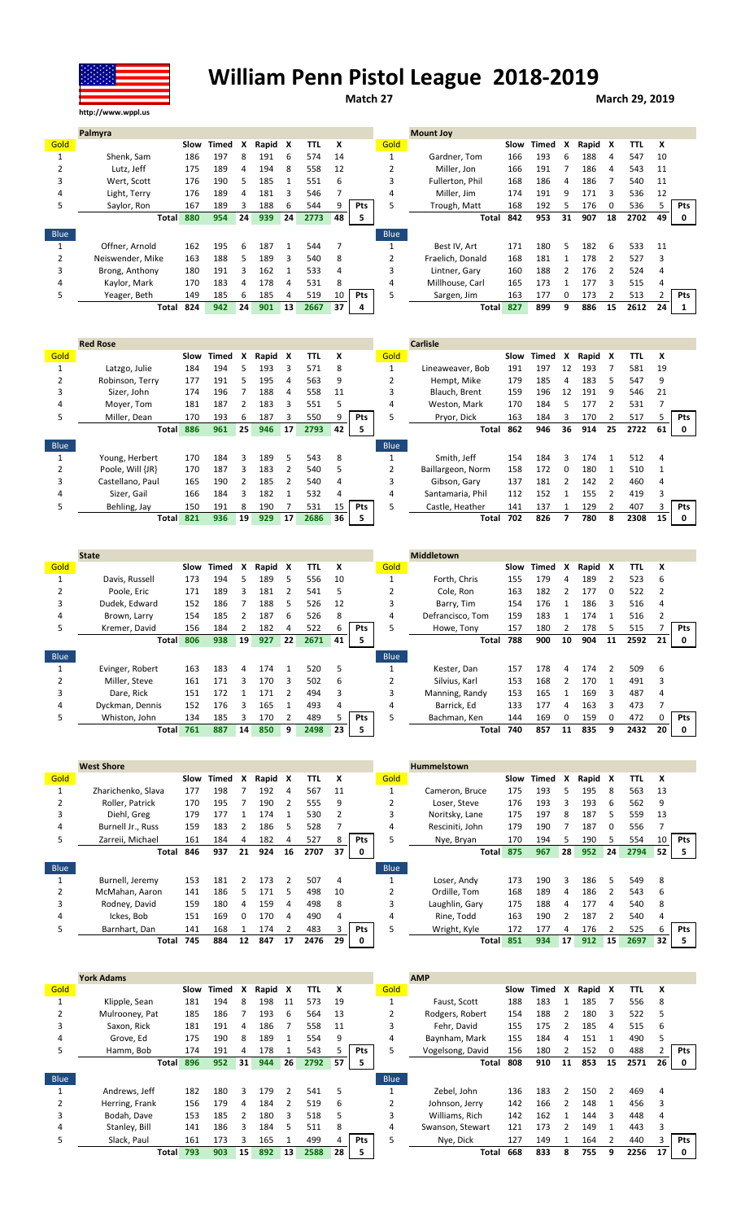# William Penn Pistol League 2018-2019

http://www.wppl.us

**Match 27** **March 29, 2019**

## Palmyra vs Mount Joy

| Gold | Palmyra | Slow | Timed | X | Rapid | X | TTL | X | | Gold | Mount Joy | Slow | Timed | X | Rapid | X | TTL | X | |
|---|---|---|---|---|---|---|---|---|---|---|---|---|---|---|---|---|---|---|---|
| 1 | Shenk, Sam | 186 | 197 | 8 | 191 | 6 | 574 | 14 | | 1 | Gardner, Tom | 166 | 193 | 6 | 188 | 4 | 547 | 10 | |
| 2 | Lutz, Jeff | 175 | 189 | 4 | 194 | 8 | 558 | 12 | | 2 | Miller, Jon | 166 | 191 | 7 | 186 | 4 | 543 | 11 | |
| 3 | Wert, Scott | 176 | 190 | 5 | 185 | 1 | 551 | 6 | | 3 | Fullerton, Phil | 168 | 186 | 4 | 186 | 7 | 540 | 11 | |
| 4 | Light, Terry | 176 | 189 | 4 | 181 | 3 | 546 | 7 | | 4 | Miller, Jim | 174 | 191 | 9 | 171 | 3 | 536 | 12 | |
| 5 | Saylor, Ron | 167 | 189 | 3 | 188 | 6 | 544 | 9 | Pts | 5 | Trough, Matt | 168 | 192 | 5 | 176 | 0 | 536 | 5 | Pts |
| | Total | 880 | 954 | 24 | 939 | 24 | 2773 | 48 | 5 | | Total | 842 | 953 | 31 | 907 | 18 | 2702 | 49 | 0 |
| Blue | | | | | | | | | | Blue | | | | | | | | | |
| 1 | Offner, Arnold | 162 | 195 | 6 | 187 | 1 | 544 | 7 | | 1 | Best IV, Art | 171 | 180 | 5 | 182 | 6 | 533 | 11 | |
| 2 | Neiswender, Mike | 163 | 188 | 5 | 189 | 3 | 540 | 8 | | 2 | Fraelich, Donald | 168 | 181 | 1 | 178 | 2 | 527 | 3 | |
| 3 | Brong, Anthony | 180 | 191 | 3 | 162 | 1 | 533 | 4 | | 3 | Lintner, Gary | 160 | 188 | 2 | 176 | 2 | 524 | 4 | |
| 4 | Kaylor, Mark | 170 | 183 | 4 | 178 | 4 | 531 | 8 | | 4 | Millhouse, Carl | 165 | 173 | 1 | 177 | 3 | 515 | 4 | |
| 5 | Yeager, Beth | 149 | 185 | 6 | 185 | 4 | 519 | 10 | Pts | 5 | Sargen, Jim | 163 | 177 | 0 | 173 | 2 | 513 | 2 | Pts |
| | Total | 824 | 942 | 24 | 901 | 13 | 2667 | 37 | 4 | | Total | 827 | 899 | 9 | 886 | 15 | 2612 | 24 | 1 |

## Red Rose vs Carlisle

| Gold | Red Rose | Slow | Timed | X | Rapid | X | TTL | X | | Gold | Carlisle | Slow | Timed | X | Rapid | X | TTL | X | |
|---|---|---|---|---|---|---|---|---|---|---|---|---|---|---|---|---|---|---|---|
| 1 | Latzgo, Julie | 184 | 194 | 5 | 193 | 3 | 571 | 8 | | 1 | Lineaweaver, Bob | 191 | 197 | 12 | 193 | 7 | 581 | 19 | |
| 2 | Robinson, Terry | 177 | 191 | 5 | 195 | 4 | 563 | 9 | | 2 | Hempt, Mike | 179 | 185 | 4 | 183 | 5 | 547 | 9 | |
| 3 | Sizer, John | 174 | 196 | 7 | 188 | 4 | 558 | 11 | | 3 | Blauch, Brent | 159 | 196 | 12 | 191 | 9 | 546 | 21 | |
| 4 | Moyer, Tom | 181 | 187 | 2 | 183 | 3 | 551 | 5 | | 4 | Weston, Mark | 170 | 184 | 5 | 177 | 2 | 531 | 7 | |
| 5 | Miller, Dean | 170 | 193 | 6 | 187 | 3 | 550 | 9 | Pts | 5 | Pryor, Dick | 163 | 184 | 3 | 170 | 2 | 517 | 5 | Pts |
| | Total | 886 | 961 | 25 | 946 | 17 | 2793 | 42 | 5 | | Total | 862 | 946 | 36 | 914 | 25 | 2722 | 61 | 0 |
| Blue | | | | | | | | | | Blue | | | | | | | | | |
| 1 | Young, Herbert | 170 | 184 | 3 | 189 | 5 | 543 | 8 | | 1 | Smith, Jeff | 154 | 184 | 3 | 174 | 1 | 512 | 4 | |
| 2 | Poole, Will {JR} | 170 | 187 | 3 | 183 | 2 | 540 | 5 | | 2 | Baillargeon, Norm | 158 | 172 | 0 | 180 | 1 | 510 | 1 | |
| 3 | Castellano, Paul | 165 | 190 | 2 | 185 | 2 | 540 | 4 | | 3 | Gibson, Gary | 137 | 181 | 2 | 142 | 2 | 460 | 4 | |
| 4 | Sizer, Gail | 166 | 184 | 3 | 182 | 1 | 532 | 4 | | 4 | Santamaria, Phil | 112 | 152 | 1 | 155 | 2 | 419 | 3 | |
| 5 | Behling, Jay | 150 | 191 | 8 | 190 | 7 | 531 | 15 | Pts | 5 | Castle, Heather | 141 | 137 | 1 | 129 | 2 | 407 | 3 | Pts |
| | Total | 821 | 936 | 19 | 929 | 17 | 2686 | 36 | 5 | | Total | 702 | 826 | 7 | 780 | 8 | 2308 | 15 | 0 |

## State vs Middletown

| Gold | State | Slow | Timed | X | Rapid | X | TTL | X | | Gold | Middletown | Slow | Timed | X | Rapid | X | TTL | X | |
|---|---|---|---|---|---|---|---|---|---|---|---|---|---|---|---|---|---|---|---|
| 1 | Davis, Russell | 173 | 194 | 5 | 189 | 5 | 556 | 10 | | 1 | Forth, Chris | 155 | 179 | 4 | 189 | 2 | 523 | 6 | |
| 2 | Poole, Eric | 171 | 189 | 3 | 181 | 2 | 541 | 5 | | 2 | Cole, Ron | 163 | 182 | 2 | 177 | 0 | 522 | 2 | |
| 3 | Dudek, Edward | 152 | 186 | 7 | 188 | 5 | 526 | 12 | | 3 | Barry, Tim | 154 | 176 | 1 | 186 | 3 | 516 | 4 | |
| 4 | Brown, Larry | 154 | 185 | 2 | 187 | 6 | 526 | 8 | | 4 | Defrancisco, Tom | 159 | 183 | 1 | 174 | 1 | 516 | 2 | |
| 5 | Kremer, David | 156 | 184 | 2 | 182 | 4 | 522 | 6 | Pts | 5 | Howe, Tony | 157 | 180 | 2 | 178 | 5 | 515 | 7 | Pts |
| | Total | 806 | 938 | 19 | 927 | 22 | 2671 | 41 | 5 | | Total | 788 | 900 | 10 | 904 | 11 | 2592 | 21 | 0 |
| Blue | | | | | | | | | | Blue | | | | | | | | | |
| 1 | Evinger, Robert | 163 | 183 | 4 | 174 | 1 | 520 | 5 | | 1 | Kester, Dan | 157 | 178 | 4 | 174 | 2 | 509 | 6 | |
| 2 | Miller, Steve | 161 | 171 | 3 | 170 | 3 | 502 | 6 | | 2 | Silvius, Karl | 153 | 168 | 2 | 170 | 1 | 491 | 3 | |
| 3 | Dare, Rick | 151 | 172 | 1 | 171 | 2 | 494 | 3 | | 3 | Manning, Randy | 153 | 165 | 1 | 169 | 3 | 487 | 4 | |
| 4 | Dyckman, Dennis | 152 | 176 | 3 | 165 | 1 | 493 | 4 | | 4 | Barrick, Ed | 133 | 177 | 4 | 163 | 3 | 473 | 7 | |
| 5 | Whiston, John | 134 | 185 | 3 | 170 | 2 | 489 | 5 | Pts | 5 | Bachman, Ken | 144 | 169 | 0 | 159 | 0 | 472 | 0 | Pts |
| | Total | 761 | 887 | 14 | 850 | 9 | 2498 | 23 | 5 | | Total | 740 | 857 | 11 | 835 | 9 | 2432 | 20 | 0 |

## West Shore vs Hummelstown

| Gold | West Shore | Slow | Timed | X | Rapid | X | TTL | X | | Gold | Hummelstown | Slow | Timed | X | Rapid | X | TTL | X | |
|---|---|---|---|---|---|---|---|---|---|---|---|---|---|---|---|---|---|---|---|
| 1 | Zharichenko, Slava | 177 | 198 | 7 | 192 | 4 | 567 | 11 | | 1 | Cameron, Bruce | 175 | 193 | 5 | 195 | 8 | 563 | 13 | |
| 2 | Roller, Patrick | 170 | 195 | 7 | 190 | 2 | 555 | 9 | | 2 | Loser, Steve | 176 | 193 | 3 | 193 | 6 | 562 | 9 | |
| 3 | Diehl, Greg | 179 | 177 | 1 | 174 | 1 | 530 | 2 | | 3 | Noritsky, Lane | 175 | 197 | 8 | 187 | 5 | 559 | 13 | |
| 4 | Burnell Jr., Russ | 159 | 183 | 2 | 186 | 5 | 528 | 7 | | 4 | Resciniti, John | 179 | 190 | 7 | 187 | 0 | 556 | 7 | |
| 5 | Zarreii, Michael | 161 | 184 | 4 | 182 | 4 | 527 | 8 | Pts | 5 | Nye, Bryan | 170 | 194 | 5 | 190 | 5 | 554 | 10 | Pts |
| | Total | 846 | 937 | 21 | 924 | 16 | 2707 | 37 | 0 | | Total | 875 | 967 | 28 | 952 | 24 | 2794 | 52 | 5 |
| Blue | | | | | | | | | | Blue | | | | | | | | | |
| 1 | Burnell, Jeremy | 153 | 181 | 2 | 173 | 2 | 507 | 4 | | 1 | Loser, Andy | 173 | 190 | 3 | 186 | 5 | 549 | 8 | |
| 2 | McMahan, Aaron | 141 | 186 | 5 | 171 | 5 | 498 | 10 | | 2 | Ordille, Tom | 168 | 189 | 4 | 186 | 2 | 543 | 6 | |
| 3 | Rodney, David | 159 | 180 | 4 | 159 | 4 | 498 | 8 | | 3 | Laughlin, Gary | 175 | 188 | 4 | 177 | 4 | 540 | 8 | |
| 4 | Ickes, Bob | 151 | 169 | 0 | 170 | 4 | 490 | 4 | | 4 | Rine, Todd | 163 | 190 | 2 | 187 | 2 | 540 | 4 | |
| 5 | Barnhart, Dan | 141 | 168 | 1 | 174 | 2 | 483 | 3 | Pts | 5 | Wright, Kyle | 172 | 177 | 4 | 176 | 2 | 525 | 6 | Pts |
| | Total | 745 | 884 | 12 | 847 | 17 | 2476 | 29 | 0 | | Total | 851 | 934 | 17 | 912 | 15 | 2697 | 32 | 5 |

## York Adams vs AMP

| Gold | York Adams | Slow | Timed | X | Rapid | X | TTL | X | | Gold | AMP | Slow | Timed | X | Rapid | X | TTL | X | |
|---|---|---|---|---|---|---|---|---|---|---|---|---|---|---|---|---|---|---|---|
| 1 | Klipple, Sean | 181 | 194 | 8 | 198 | 11 | 573 | 19 | | 1 | Faust, Scott | 188 | 183 | 1 | 185 | 7 | 556 | 8 | |
| 2 | Mulrooney, Pat | 185 | 186 | 7 | 193 | 6 | 564 | 13 | | 2 | Rodgers, Robert | 154 | 188 | 2 | 180 | 3 | 522 | 5 | |
| 3 | Saxon, Rick | 181 | 191 | 4 | 186 | 7 | 558 | 11 | | 3 | Fehr, David | 155 | 175 | 2 | 185 | 4 | 515 | 6 | |
| 4 | Grove, Ed | 175 | 190 | 8 | 189 | 1 | 554 | 9 | | 4 | Baynham, Mark | 155 | 184 | 4 | 151 | 1 | 490 | 5 | |
| 5 | Hamm, Bob | 174 | 191 | 4 | 178 | 1 | 543 | 5 | Pts | 5 | Vogelsong, David | 156 | 180 | 2 | 152 | 0 | 488 | 2 | Pts |
| | Total | 896 | 952 | 31 | 944 | 26 | 2792 | 57 | 5 | | Total | 808 | 910 | 11 | 853 | 15 | 2571 | 26 | 0 |
| Blue | | | | | | | | | | Blue | | | | | | | | | |
| 1 | Andrews, Jeff | 182 | 180 | 3 | 179 | 2 | 541 | 5 | | 1 | Zebel, John | 136 | 183 | 2 | 150 | 2 | 469 | 4 | |
| 2 | Herring, Frank | 156 | 179 | 4 | 184 | 2 | 519 | 6 | | 2 | Johnson, Jerry | 142 | 166 | 2 | 148 | 1 | 456 | 3 | |
| 3 | Bodah, Dave | 153 | 185 | 2 | 180 | 3 | 518 | 5 | | 3 | Williams, Rich | 142 | 162 | 1 | 144 | 3 | 448 | 4 | |
| 4 | Stanley, Bill | 141 | 186 | 3 | 184 | 5 | 511 | 8 | | 4 | Swanson, Stewart | 121 | 173 | 2 | 149 | 1 | 443 | 3 | |
| 5 | Slack, Paul | 161 | 173 | 3 | 165 | 1 | 499 | 4 | Pts | 5 | Nye, Dick | 127 | 149 | 1 | 164 | 2 | 440 | 3 | Pts |
| | Total | 793 | 903 | 15 | 892 | 13 | 2588 | 28 | 5 | | Total | 668 | 833 | 8 | 755 | 9 | 2256 | 17 | 0 |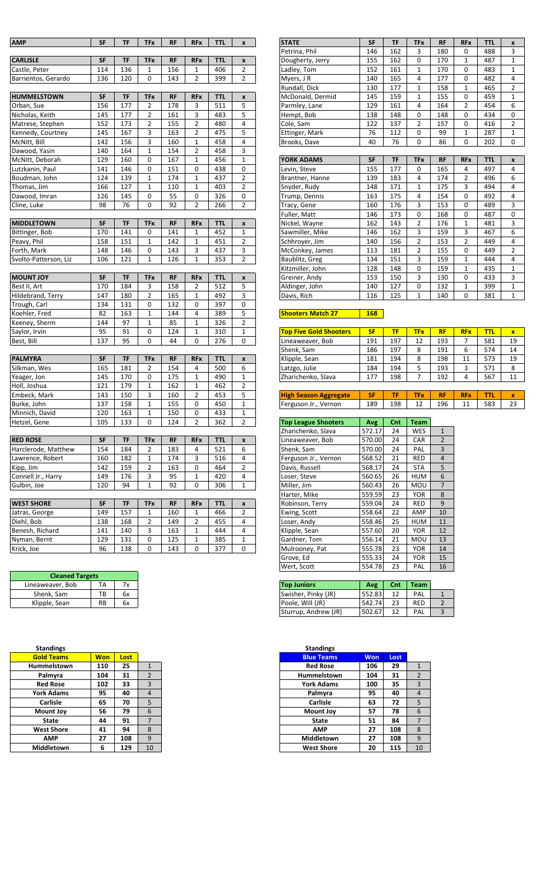| AMP | SF | TF | TFx | RF | RFx | TTL | x |
|---|---|---|---|---|---|---|---|

| CARLISLE | SF | TF | TFx | RF | RFx | TTL | x |
|---|---|---|---|---|---|---|---|
| Castle, Peter | 114 | 136 | 1 | 156 | 1 | 406 | 2 |
| Barrientos, Gerardo | 136 | 120 | 0 | 143 | 2 | 399 | 2 |

| HUMMELSTOWN | SF | TF | TFx | RF | RFx | TTL | x |
|---|---|---|---|---|---|---|---|
| Orban, Sue | 156 | 177 | 2 | 178 | 3 | 511 | 5 |
| Nicholas, Keith | 145 | 177 | 2 | 161 | 3 | 483 | 5 |
| Matrese, Stephen | 152 | 173 | 2 | 155 | 2 | 480 | 4 |
| Kennedy, Courtney | 145 | 167 | 3 | 163 | 2 | 475 | 5 |
| McNitt, Bill | 142 | 156 | 3 | 160 | 1 | 458 | 4 |
| Dawood, Yasin | 140 | 164 | 1 | 154 | 2 | 458 | 3 |
| McNitt, Deborah | 129 | 160 | 0 | 167 | 1 | 456 | 1 |
| Lutzkanin, Paul | 141 | 146 | 0 | 151 | 0 | 438 | 0 |
| Boudman, John | 124 | 139 | 1 | 174 | 1 | 437 | 2 |
| Thomas, Jim | 166 | 127 | 1 | 110 | 1 | 403 | 2 |
| Dawood, Imran | 126 | 145 | 0 | 55 | 0 | 326 | 0 |
| Cline, Luke | 98 | 76 | 0 | 92 | 2 | 266 | 2 |

| MIDDLETOWN | SF | TF | TFx | RF | RFx | TTL | x |
|---|---|---|---|---|---|---|---|
| Bittinger, Bob | 170 | 141 | 0 | 141 | 1 | 452 | 1 |
| Peavy, Phil | 158 | 151 | 1 | 142 | 1 | 451 | 2 |
| Forth, Mark | 148 | 146 | 0 | 143 | 3 | 437 | 3 |
| Svolto-Patterson, Liz | 106 | 121 | 1 | 126 | 1 | 353 | 2 |

| MOUNT JOY | SF | TF | TFx | RF | RFx | TTL | x |
|---|---|---|---|---|---|---|---|
| Best II, Art | 170 | 184 | 3 | 158 | 2 | 512 | 5 |
| Hildebrand, Terry | 147 | 180 | 2 | 165 | 1 | 492 | 3 |
| Trough, Carl | 134 | 131 | 0 | 132 | 0 | 397 | 0 |
| Koehler, Fred | 82 | 163 | 1 | 144 | 4 | 389 | 5 |
| Keeney, Sherm | 144 | 97 | 1 | 85 | 1 | 326 | 2 |
| Saylor, Irvin | 95 | 91 | 0 | 124 | 1 | 310 | 1 |
| Best, Bill | 137 | 95 | 0 | 44 | 0 | 276 | 0 |

| PALMYRA | SF | TF | TFx | RF | RFx | TTL | x |
|---|---|---|---|---|---|---|---|
| Silkman, Wes | 165 | 181 | 2 | 154 | 4 | 500 | 6 |
| Yeager, Jon | 145 | 170 | 0 | 175 | 1 | 490 | 1 |
| Holl, Joshua | 121 | 179 | 1 | 162 | 1 | 462 | 2 |
| Embeck, Mark | 143 | 150 | 3 | 160 | 2 | 453 | 5 |
| Burke, John | 137 | 158 | 1 | 155 | 0 | 450 | 1 |
| Minnich, David | 120 | 163 | 1 | 150 | 0 | 433 | 1 |
| Hetzel, Gene | 105 | 133 | 0 | 124 | 2 | 362 | 2 |

| RED ROSE | SF | TF | TFx | RF | RFx | TTL | x |
|---|---|---|---|---|---|---|---|
| Harclerode, Matthew | 154 | 184 | 2 | 183 | 4 | 521 | 6 |
| Lawrence, Robert | 160 | 182 | 1 | 174 | 3 | 516 | 4 |
| Kipp, Jim | 142 | 159 | 2 | 163 | 0 | 464 | 2 |
| Connell Jr., Harry | 149 | 176 | 3 | 95 | 1 | 420 | 4 |
| Gulbin, Joe | 120 | 94 | 1 | 92 | 0 | 306 | 1 |

| WEST SHORE | SF | TF | TFx | RF | RFx | TTL | x |
|---|---|---|---|---|---|---|---|
| Jatras, George | 149 | 157 | 1 | 160 | 1 | 466 | 2 |
| Diehl, Bob | 138 | 168 | 2 | 149 | 2 | 455 | 4 |
| Benesh, Richard | 141 | 140 | 3 | 163 | 1 | 444 | 4 |
| Nyman, Bernt | 129 | 131 | 0 | 125 | 1 | 385 | 1 |
| Krick, Joe | 96 | 138 | 0 | 143 | 0 | 377 | 0 |

| Cleaned Targets | | |
|---|---|---|
| Lineaweaver, Bob | TA | 7x |
| Shenk, Sam | TB | 6x |
| Klipple, Sean | RB | 6x |

| STATE | SF | TF | TFx | RF | RFx | TTL | x |
|---|---|---|---|---|---|---|---|
| Petrina, Phil | 146 | 162 | 3 | 180 | 0 | 488 | 3 |
| Dougherty, Jerry | 155 | 162 | 0 | 170 | 1 | 487 | 1 |
| Ladley, Tom | 152 | 161 | 1 | 170 | 0 | 483 | 1 |
| Myers, J R | 140 | 165 | 4 | 177 | 0 | 482 | 4 |
| Rundall, Dick | 130 | 177 | 1 | 158 | 1 | 465 | 2 |
| McDonald, Dermid | 145 | 159 | 1 | 155 | 0 | 459 | 1 |
| Parmley, Lane | 129 | 161 | 4 | 164 | 2 | 454 | 6 |
| Hempt, Bob | 138 | 148 | 0 | 148 | 0 | 434 | 0 |
| Cole, Sam | 122 | 137 | 2 | 157 | 0 | 416 | 2 |
| Ettinger, Mark | 76 | 112 | 0 | 99 | 1 | 287 | 1 |
| Brooks, Dave | 40 | 76 | 0 | 86 | 0 | 202 | 0 |

| YORK ADAMS | SF | TF | TFx | RF | RFx | TTL | x |
|---|---|---|---|---|---|---|---|
| Levin, Steve | 155 | 177 | 0 | 165 | 4 | 497 | 4 |
| Brantner, Hanne | 139 | 183 | 4 | 174 | 2 | 496 | 6 |
| Snyder, Rudy | 148 | 171 | 1 | 175 | 3 | 494 | 4 |
| Trump, Dennis | 163 | 175 | 4 | 154 | 0 | 492 | 4 |
| Tracy, Gene | 160 | 176 | 3 | 153 | 0 | 489 | 3 |
| Fuller, Matt | 146 | 173 | 0 | 168 | 0 | 487 | 0 |
| Nickel, Wayne | 162 | 143 | 2 | 176 | 1 | 481 | 3 |
| Sawmiller, Mike | 146 | 162 | 3 | 159 | 3 | 467 | 6 |
| Schhroyer, Jim | 140 | 156 | 2 | 153 | 2 | 449 | 4 |
| McConkey, James | 113 | 181 | 2 | 155 | 0 | 449 | 2 |
| Baublitz, Greg | 134 | 151 | 3 | 159 | 1 | 444 | 4 |
| Kitzmiller, John | 128 | 148 | 0 | 159 | 1 | 435 | 1 |
| Greiner, Andy | 153 | 150 | 3 | 130 | 0 | 433 | 3 |
| Aldinger, John | 140 | 127 | 0 | 132 | 1 | 399 | 1 |
| Davis, Rich | 116 | 125 | 1 | 140 | 0 | 381 | 1 |

**Shooters Match 27** 168

| Top Five Gold Shooters | SF | TF | TFx | RF | RFx | TTL | x |
|---|---|---|---|---|---|---|---|
| Lineaweaver, Bob | 191 | 197 | 12 | 193 | 7 | 581 | 19 |
| Shenk, Sam | 186 | 197 | 8 | 191 | 6 | 574 | 14 |
| Klipple, Sean | 181 | 194 | 8 | 198 | 11 | 573 | 19 |
| Latzgo, Julie | 184 | 194 | 5 | 193 | 3 | 571 | 8 |
| Zharichenko, Slava | 177 | 198 | 7 | 192 | 4 | 567 | 11 |

| High Season Aggregate | SF | TF | TFx | RF | RFx | TTL | x |
|---|---|---|---|---|---|---|---|
| Ferguson Jr., Vernon | 189 | 198 | 12 | 196 | 11 | 583 | 23 |

| Top League Shooters | Avg | Cnt | Team | |
|---|---|---|---|---|
| Zharichenko, Slava | 572.17 | 24 | WES | 1 |
| Lineaweaver, Bob | 570.00 | 24 | CAR | 2 |
| Shenk, Sam | 570.00 | 24 | PAL | 3 |
| Ferguson Jr., Vernon | 568.52 | 21 | RED | 4 |
| Davis, Russell | 568.17 | 24 | STA | 5 |
| Loser, Steve | 560.65 | 26 | HUM | 6 |
| Miller, Jim | 560.43 | 26 | MOU | 7 |
| Harter, Mike | 559.59 | 23 | YOR | 8 |
| Robinson, Terry | 559.04 | 24 | RED | 9 |
| Ewing, Scott | 558.64 | 22 | AMP | 10 |
| Loser, Andy | 558.46 | 25 | HUM | 11 |
| Klipple, Sean | 557.60 | 20 | YOR | 12 |
| Gardner, Tom | 556.14 | 21 | MOU | 13 |
| Mulrooney, Pat | 555.78 | 23 | YOR | 14 |
| Grove, Ed | 555.33 | 24 | YOR | 15 |
| Wert, Scott | 554.78 | 23 | PAL | 16 |

| Top Juniors | Avg | Cnt | Team | |
|---|---|---|---|---|
| Swisher, Pinky {JR} | 552.83 | 12 | PAL | 1 |
| Poole, Will {JR} | 542.74 | 23 | RED | 2 |
| Sturrup, Andrew {JR} | 502.67 | 12 | PAL | 3 |

**Standings**

| Gold Teams | Won | Lost | |
|---|---|---|---|
| Hummelstown | 110 | 25 | 1 |
| Palmyra | 104 | 31 | 2 |
| Red Rose | 102 | 33 | 3 |
| York Adams | 95 | 40 | 4 |
| Carlisle | 65 | 70 | 5 |
| Mount Joy | 56 | 79 | 6 |
| State | 44 | 91 | 7 |
| West Shore | 41 | 94 | 8 |
| AMP | 27 | 108 | 9 |
| Middletown | 6 | 129 | 10 |

**Standings**

| Blue Teams | Won | Lost | |
|---|---|---|---|
| Red Rose | 106 | 29 | 1 |
| Hummelstown | 104 | 31 | 2 |
| York Adams | 100 | 35 | 3 |
| Palmyra | 95 | 40 | 4 |
| Carlisle | 63 | 72 | 5 |
| Mount Joy | 57 | 78 | 6 |
| State | 51 | 84 | 7 |
| AMP | 27 | 108 | 8 |
| Middletown | 27 | 108 | 9 |
| West Shore | 20 | 115 | 10 |